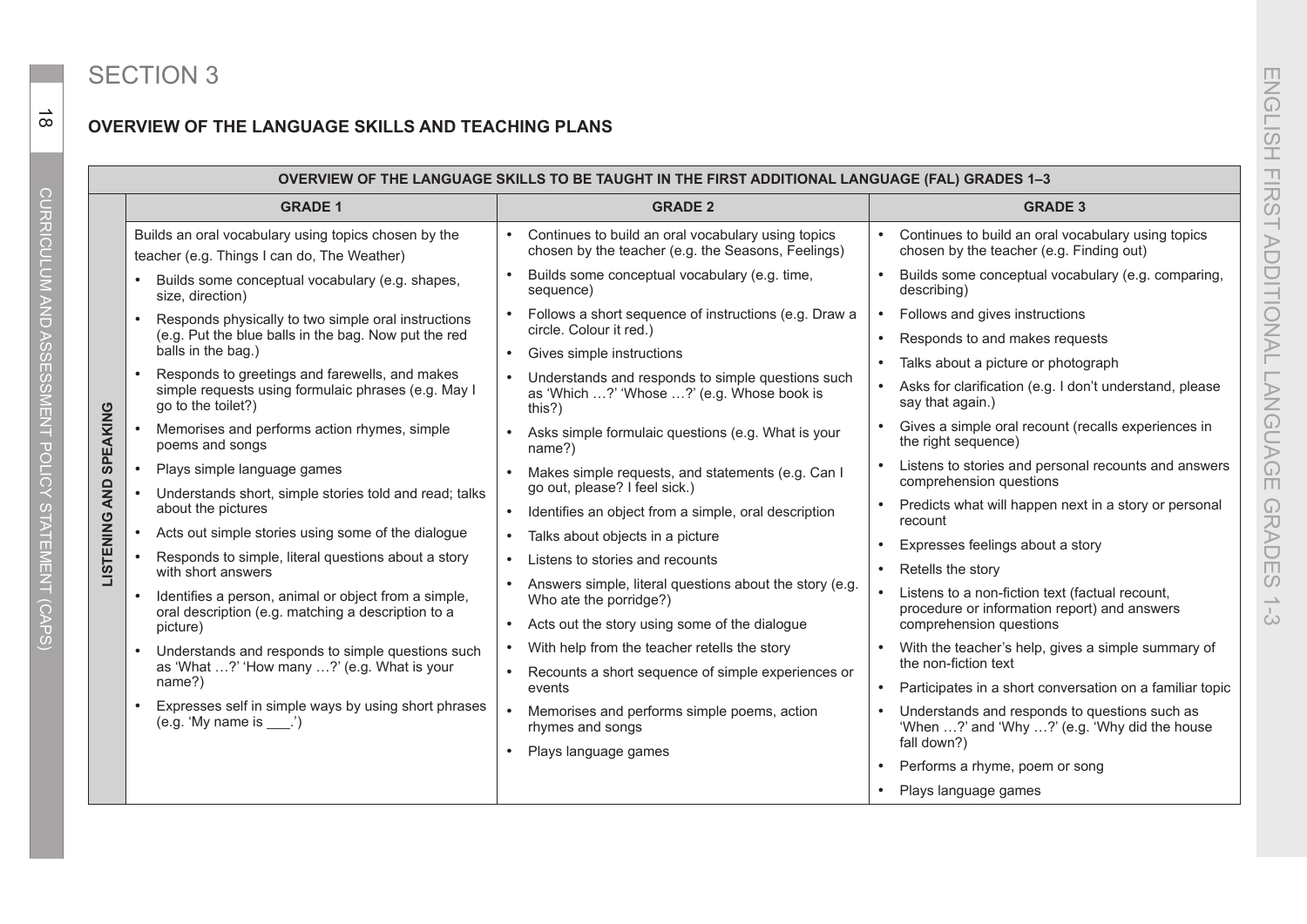# SECTION 3

## OVERVIEW OF THE LANGUAGE SKILLS AND TEACHING PLANS

| OVERVIEW OF THE LANGUAGE SKILLS TO BE TAUGHT IN THE FIRST ADDITIONAL LANGUAGE (FAL) GRADES 1–3 | | | |
|---|---|---|---|
| | **GRADE 1** | **GRADE 2** | **GRADE 3** |
| **LISTENING AND SPEAKING** | Builds an oral vocabulary using topics chosen by the teacher (e.g. Things I can do, The Weather)<br>• Builds some conceptual vocabulary (e.g. shapes, size, direction)<br>• Responds physically to two simple oral instructions (e.g. Put the blue balls in the bag. Now put the red balls in the bag.)<br>• Responds to greetings and farewells, and makes simple requests using formulaic phrases (e.g. May I go to the toilet?)<br>• Memorises and performs action rhymes, simple poems and songs<br>• Plays simple language games<br>• Understands short, simple stories told and read; talks about the pictures<br>• Acts out simple stories using some of the dialogue<br>• Responds to simple, literal questions about a story with short answers<br>• Identifies a person, animal or object from a simple, oral description (e.g. matching a description to a picture)<br>• Understands and responds to simple questions such as 'What …?' 'How many …?' (e.g. What is your name?)<br>• Expresses self in simple ways by using short phrases (e.g. 'My name is ___.') | • Continues to build an oral vocabulary using topics chosen by the teacher (e.g. the Seasons, Feelings)<br>• Builds some conceptual vocabulary (e.g. time, sequence)<br>• Follows a short sequence of instructions (e.g. Draw a circle. Colour it red.)<br>• Gives simple instructions<br>• Understands and responds to simple questions such as 'Which …?' 'Whose …?' (e.g. Whose book is this?)<br>• Asks simple formulaic questions (e.g. What is your name?)<br>• Makes simple requests, and statements (e.g. Can I go out, please? I feel sick.)<br>• Identifies an object from a simple, oral description<br>• Talks about objects in a picture<br>• Listens to stories and recounts<br>• Answers simple, literal questions about the story (e.g. Who ate the porridge?)<br>• Acts out the story using some of the dialogue<br>• With help from the teacher retells the story<br>• Recounts a short sequence of simple experiences or events<br>• Memorises and performs simple poems, action rhymes and songs<br>• Plays language games | • Continues to build an oral vocabulary using topics chosen by the teacher (e.g. Finding out)<br>• Builds some conceptual vocabulary (e.g. comparing, describing)<br>• Follows and gives instructions<br>• Responds to and makes requests<br>• Talks about a picture or photograph<br>• Asks for clarification (e.g. I don't understand, please say that again.)<br>• Gives a simple oral recount (recalls experiences in the right sequence)<br>• Listens to stories and personal recounts and answers comprehension questions<br>• Predicts what will happen next in a story or personal recount<br>• Expresses feelings about a story<br>• Retells the story<br>• Listens to a non-fiction text (factual recount, procedure or information report) and answers comprehension questions<br>• With the teacher's help, gives a simple summary of the non-fiction text<br>• Participates in a short conversation on a familiar topic<br>• Understands and responds to questions such as 'When …?' and 'Why …?' (e.g. 'Why did the house fall down?)<br>• Performs a rhyme, poem or song<br>• Plays language games |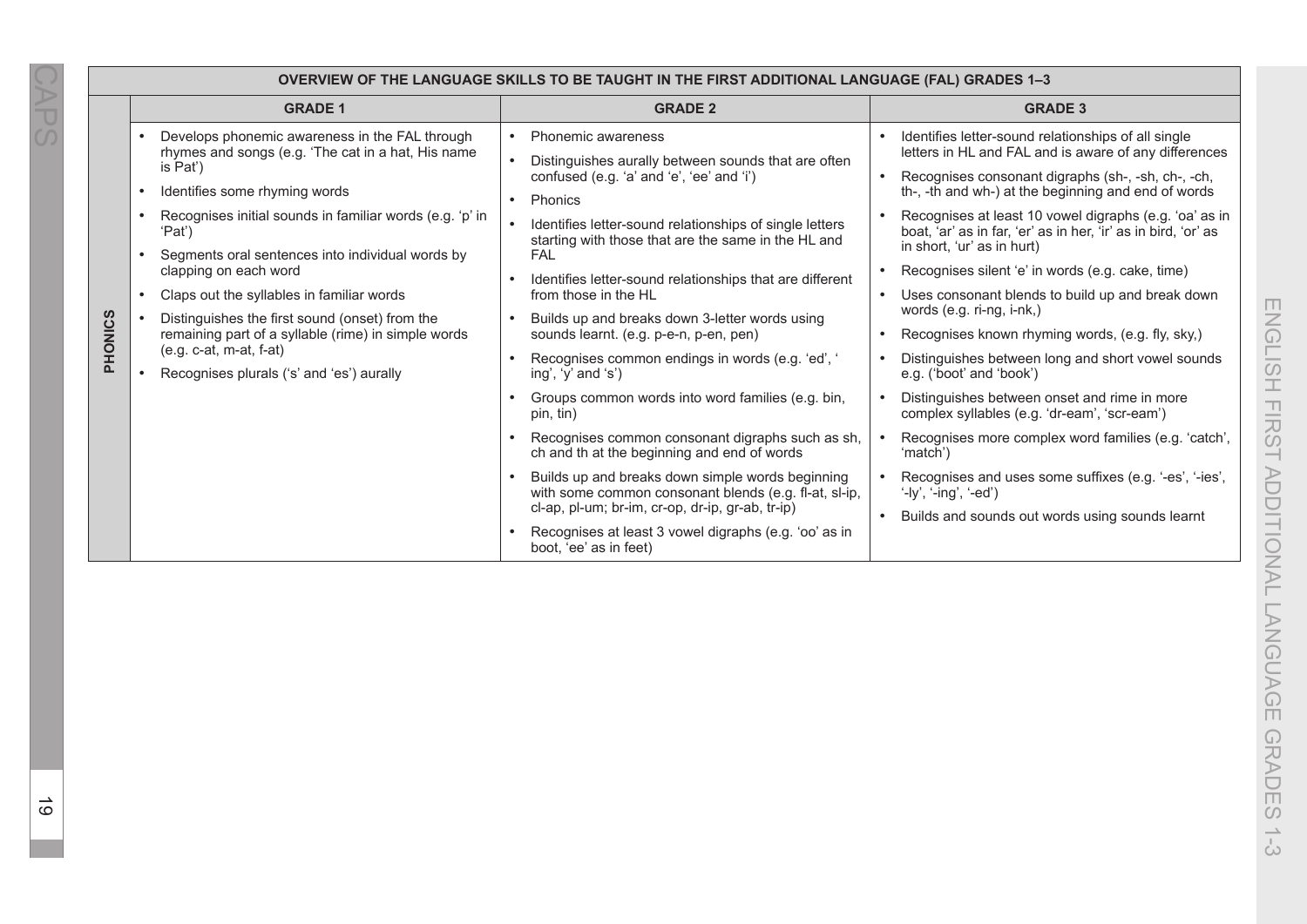| | OVERVIEW OF THE LANGUAGE SKILLS TO BE TAUGHT IN THE FIRST ADDITIONAL LANGUAGE (FAL) GRADES 1–3 | | |
|---|---|---|---|
| | **GRADE 1** | **GRADE 2** | **GRADE 3** |
| **PHONICS** | • Develops phonemic awareness in the FAL through rhymes and songs (e.g. 'The cat in a hat, His name is Pat')<br>• Identifies some rhyming words<br>• Recognises initial sounds in familiar words (e.g. 'p' in 'Pat')<br>• Segments oral sentences into individual words by clapping on each word<br>• Claps out the syllables in familiar words<br>• Distinguishes the first sound (onset) from the remaining part of a syllable (rime) in simple words (e.g. c-at, m-at, f-at)<br>• Recognises plurals ('s' and 'es') aurally | • Phonemic awareness<br>• Distinguishes aurally between sounds that are often confused (e.g. 'a' and 'e', 'ee' and 'i')<br>• Phonics<br>• Identifies letter-sound relationships of single letters starting with those that are the same in the HL and FAL<br>• Identifies letter-sound relationships that are different from those in the HL<br>• Builds up and breaks down 3-letter words using sounds learnt. (e.g. p-e-n, p-en, pen)<br>• Recognises common endings in words (e.g. 'ed', ' ing', 'y' and 's')<br>• Groups common words into word families (e.g. bin, pin, tin)<br>• Recognises common consonant digraphs such as sh, ch and th at the beginning and end of words<br>• Builds up and breaks down simple words beginning with some common consonant blends (e.g. fl-at, sl-ip, cl-ap, pl-um; br-im, cr-op, dr-ip, gr-ab, tr-ip)<br>• Recognises at least 3 vowel digraphs (e.g. 'oo' as in boot, 'ee' as in feet) | • Identifies letter-sound relationships of all single letters in HL and FAL and is aware of any differences<br>• Recognises consonant digraphs (sh-, -sh, ch-, -ch, th-, -th and wh-) at the beginning and end of words<br>• Recognises at least 10 vowel digraphs (e.g. 'oa' as in boat, 'ar' as in far, 'er' as in her, 'ir' as in bird, 'or' as in short, 'ur' as in hurt)<br>• Recognises silent 'e' in words (e.g. cake, time)<br>• Uses consonant blends to build up and break down words (e.g. ri-ng, i-nk,)<br>• Recognises known rhyming words, (e.g. fly, sky,)<br>• Distinguishes between long and short vowel sounds e.g. ('boot' and 'book')<br>• Distinguishes between onset and rime in more complex syllables (e.g. 'dr-eam', 'scr-eam')<br>• Recognises more complex word families (e.g. 'catch', 'match')<br>• Recognises and uses some suffixes (e.g. '-es', '-ies', '-ly', '-ing', '-ed')<br>• Builds and sounds out words using sounds learnt |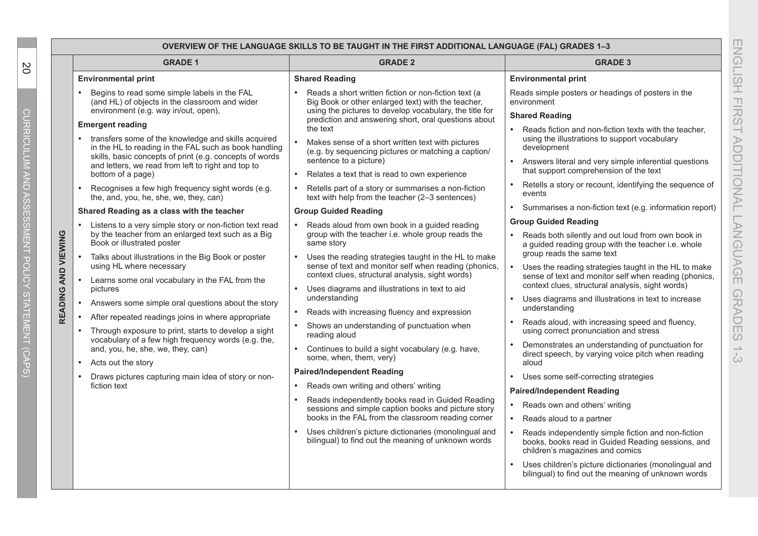**OVERVIEW OF THE LANGUAGE SKILLS TO BE TAUGHT IN THE FIRST ADDITIONAL LANGUAGE (FAL) GRADES 1–3**

| | GRADE 1 | GRADE 2 | GRADE 3 |
|---|---|---|---|
| **READING AND VIEWING** | **Environmental print**<br>• Begins to read some simple labels in the FAL (and HL) of objects in the classroom and wider environment (e.g. way in/out, open),<br>**Emergent reading**<br>• transfers some of the knowledge and skills acquired in the HL to reading in the FAL such as book handling skills, basic concepts of print (e.g. concepts of words and letters, we read from left to right and top to bottom of a page)<br>• Recognises a few high frequency sight words (e.g. the, and, you, he, she, we, they, can)<br>**Shared Reading as a class with the teacher**<br>• Listens to a very simple story or non-fiction text read by the teacher from an enlarged text such as a Big Book or illustrated poster<br>• Talks about illustrations in the Big Book or poster using HL where necessary<br>• Learns some oral vocabulary in the FAL from the pictures<br>• Answers some simple oral questions about the story<br>• After repeated readings joins in where appropriate<br>• Through exposure to print, starts to develop a sight vocabulary of a few high frequency words (e.g. the, and, you, he, she, we, they, can)<br>• Acts out the story<br>• Draws pictures capturing main idea of story or non-fiction text | **Shared Reading**<br>• Reads a short written fiction or non-fiction text (a Big Book or other enlarged text) with the teacher, using the pictures to develop vocabulary, the title for prediction and answering short, oral questions about the text<br>• Makes sense of a short written text with pictures (e.g. by sequencing pictures or matching a caption/ sentence to a picture)<br>• Relates a text that is read to own experience<br>• Retells part of a story or summarises a non-fiction text with help from the teacher (2–3 sentences)<br>**Group Guided Reading**<br>• Reads aloud from own book in a guided reading group with the teacher i.e. whole group reads the same story<br>• Uses the reading strategies taught in the HL to make sense of text and monitor self when reading (phonics, context clues, structural analysis, sight words)<br>• Uses diagrams and illustrations in text to aid understanding<br>• Reads with increasing fluency and expression<br>• Shows an understanding of punctuation when reading aloud<br>• Continues to build a sight vocabulary (e.g. have, some, when, them, very)<br>**Paired/Independent Reading**<br>• Reads own writing and others' writing<br>• Reads independently books read in Guided Reading sessions and simple caption books and picture story books in the FAL from the classroom reading corner<br>• Uses children's picture dictionaries (monolingual and bilingual) to find out the meaning of unknown words | **Environmental print**<br>Reads simple posters or headings of posters in the environment<br>**Shared Reading**<br>• Reads fiction and non-fiction texts with the teacher, using the illustrations to support vocabulary development<br>• Answers literal and very simple inferential questions that support comprehension of the text<br>• Retells a story or recount, identifying the sequence of events<br>• Summarises a non-fiction text (e.g. information report)<br>**Group Guided Reading**<br>• Reads both silently and out loud from own book in a guided reading group with the teacher i.e. whole group reads the same text<br>• Uses the reading strategies taught in the HL to make sense of text and monitor self when reading (phonics, context clues, structural analysis, sight words)<br>• Uses diagrams and illustrations in text to increase understanding<br>• Reads aloud, with increasing speed and fluency, using correct pronunciation and stress<br>• Demonstrates an understanding of punctuation for direct speech, by varying voice pitch when reading aloud<br>• Uses some self-correcting strategies<br>**Paired/Independent Reading**<br>• Reads own and others' writing<br>• Reads aloud to a partner<br>• Reads independently simple fiction and non-fiction books, books read in Guided Reading sessions, and children's magazines and comics<br>• Uses children's picture dictionaries (monolingual and bilingual) to find out the meaning of unknown words |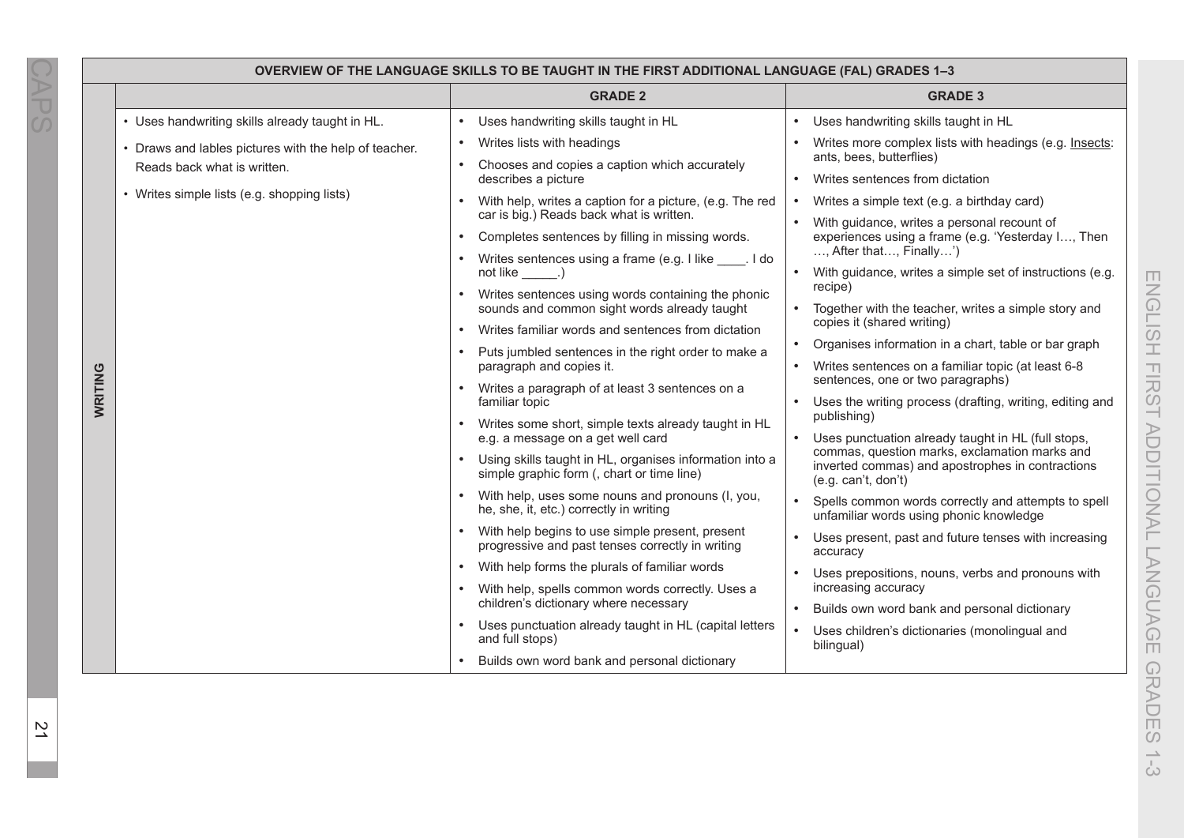| | OVERVIEW OF THE LANGUAGE SKILLS TO BE TAUGHT IN THE FIRST ADDITIONAL LANGUAGE (FAL) GRADES 1–3 | | |
|---|---|---|---|
| | | **GRADE 2** | **GRADE 3** |
| **WRITING** | • Uses handwriting skills already taught in HL.<br>• Draws and lables pictures with the help of teacher. Reads back what is written.<br>• Writes simple lists (e.g. shopping lists) | • Uses handwriting skills taught in HL<br>• Writes lists with headings<br>• Chooses and copies a caption which accurately describes a picture<br>• With help, writes a caption for a picture, (e.g. The red car is big.) Reads back what is written.<br>• Completes sentences by filling in missing words.<br>• Writes sentences using a frame (e.g. I like ____. I do not like _____.)<br>• Writes sentences using words containing the phonic sounds and common sight words already taught<br>• Writes familiar words and sentences from dictation<br>• Puts jumbled sentences in the right order to make a paragraph and copies it.<br>• Writes a paragraph of at least 3 sentences on a familiar topic<br>• Writes some short, simple texts already taught in HL e.g. a message on a get well card<br>• Using skills taught in HL, organises information into a simple graphic form (, chart or time line)<br>• With help, uses some nouns and pronouns (I, you, he, she, it, etc.) correctly in writing<br>• With help begins to use simple present, present progressive and past tenses correctly in writing<br>• With help forms the plurals of familiar words<br>• With help, spells common words correctly. Uses a children's dictionary where necessary<br>• Uses punctuation already taught in HL (capital letters and full stops)<br>• Builds own word bank and personal dictionary | • Uses handwriting skills taught in HL<br>• Writes more complex lists with headings (e.g. <u>Insects</u>: ants, bees, butterflies)<br>• Writes sentences from dictation<br>• Writes a simple text (e.g. a birthday card)<br>• With guidance, writes a personal recount of experiences using a frame (e.g. 'Yesterday I…, Then …, After that…, Finally…')<br>• With guidance, writes a simple set of instructions (e.g. recipe)<br>• Together with the teacher, writes a simple story and copies it (shared writing)<br>• Organises information in a chart, table or bar graph<br>• Writes sentences on a familiar topic (at least 6-8 sentences, one or two paragraphs)<br>• Uses the writing process (drafting, writing, editing and publishing)<br>• Uses punctuation already taught in HL (full stops, commas, question marks, exclamation marks and inverted commas) and apostrophes in contractions (e.g. can't, don't)<br>• Spells common words correctly and attempts to spell unfamiliar words using phonic knowledge<br>• Uses present, past and future tenses with increasing accuracy<br>• Uses prepositions, nouns, verbs and pronouns with increasing accuracy<br>• Builds own word bank and personal dictionary<br>• Uses children's dictionaries (monolingual and bilingual) |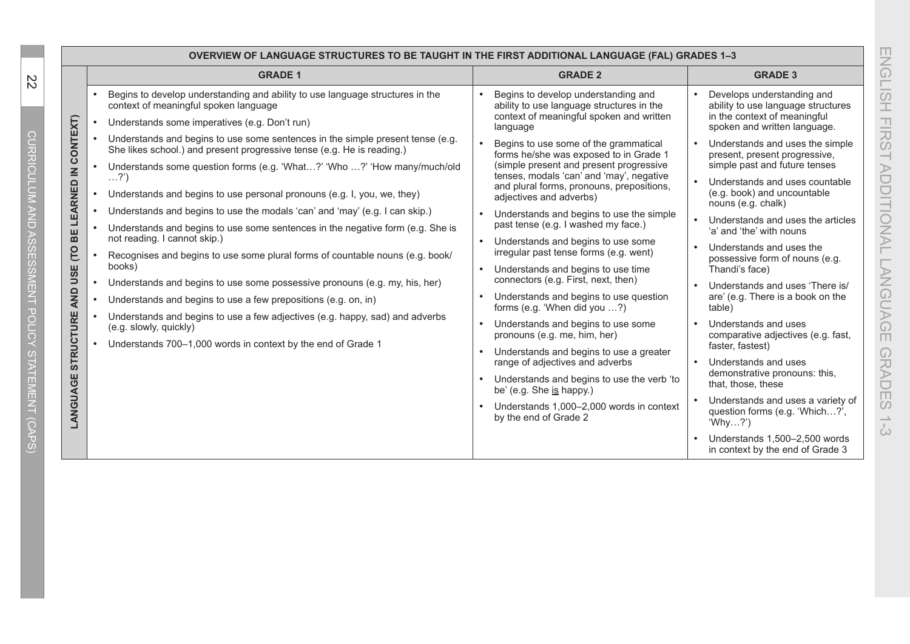| OVERVIEW OF LANGUAGE STRUCTURES TO BE TAUGHT IN THE FIRST ADDITIONAL LANGUAGE (FAL) GRADES 1–3 | | | |
|---|---|---|---|
| | **GRADE 1** | **GRADE 2** | **GRADE 3** |
| **LANGUAGE STRUCTURE AND USE (TO BE LEARNED IN CONTEXT)** | • Begins to develop understanding and ability to use language structures in the context of meaningful spoken language<br>• Understands some imperatives (e.g. Don't run)<br>• Understands and begins to use some sentences in the simple present tense (e.g. She likes school.) and present progressive tense (e.g. He is reading.)<br>• Understands some question forms (e.g. 'What…?' 'Who …?' 'How many/much/old …?')<br>• Understands and begins to use personal pronouns (e.g. I, you, we, they)<br>• Understands and begins to use the modals 'can' and 'may' (e.g. I can skip.)<br>• Understands and begins to use some sentences in the negative form (e.g. She is not reading. I cannot skip.)<br>• Recognises and begins to use some plural forms of countable nouns (e.g. book/books)<br>• Understands and begins to use some possessive pronouns (e.g. my, his, her)<br>• Understands and begins to use a few prepositions (e.g. on, in)<br>• Understands and begins to use a few adjectives (e.g. happy, sad) and adverbs (e.g. slowly, quickly)<br>• Understands 700–1,000 words in context by the end of Grade 1 | • Begins to develop understanding and ability to use language structures in the context of meaningful spoken and written language<br>• Begins to use some of the grammatical forms he/she was exposed to in Grade 1 (simple present and present progressive tenses, modals 'can' and 'may', negative and plural forms, pronouns, prepositions, adjectives and adverbs)<br>• Understands and begins to use the simple past tense (e.g. I washed my face.)<br>• Understands and begins to use some irregular past tense forms (e.g. went)<br>• Understands and begins to use time connectors (e.g. First, next, then)<br>• Understands and begins to use question forms (e.g. 'When did you …?)<br>• Understands and begins to use some pronouns (e.g. me, him, her)<br>• Understands and begins to use a greater range of adjectives and adverbs<br>• Understands and begins to use the verb 'to be' (e.g. She is happy.)<br>• Understands 1,000–2,000 words in context by the end of Grade 2 | • Develops understanding and ability to use language structures in the context of meaningful spoken and written language.<br>• Understands and uses the simple present, present progressive, simple past and future tenses<br>• Understands and uses countable (e.g. book) and uncountable nouns (e.g. chalk)<br>• Understands and uses the articles 'a' and 'the' with nouns<br>• Understands and uses the possessive form of nouns (e.g. Thandi's face)<br>• Understands and uses 'There is/are' (e.g. There is a book on the table)<br>• Understands and uses comparative adjectives (e.g. fast, faster, fastest)<br>• Understands and uses demonstrative pronouns: this, that, those, these<br>• Understands and uses a variety of question forms (e.g. 'Which…?', 'Why…?')<br>• Understands 1,500–2,500 words in context by the end of Grade 3 |